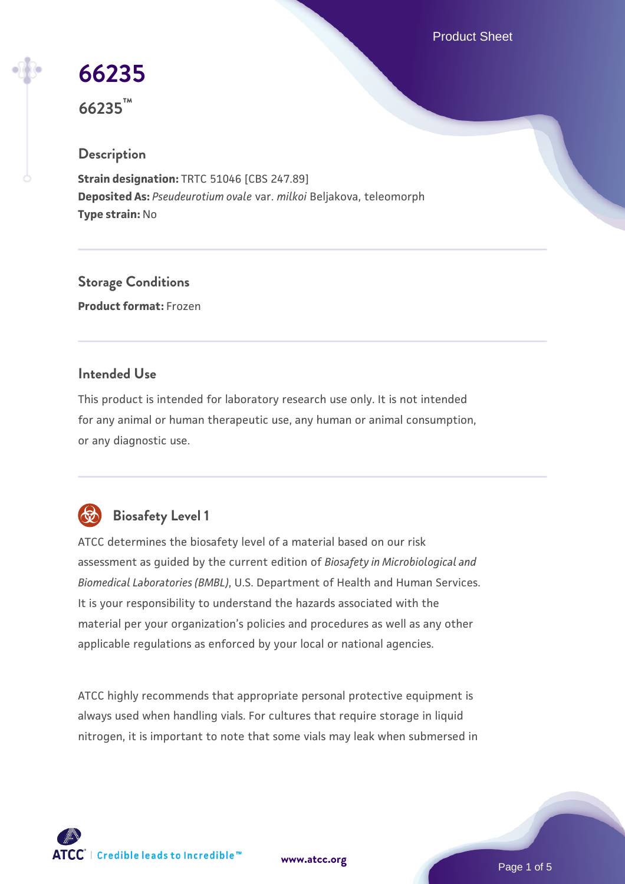# 66235

66235™

## Description

**Strain designation:** TRTC 51046 [CBS 247.89]
**Deposited As:** *Pseudeurotium ovale* var. *milkoi* Beljakova, teleomorph
**Type strain:** No

## Storage Conditions

**Product format:** Frozen

## Intended Use

This product is intended for laboratory research use only. It is not intended for any animal or human therapeutic use, any human or animal consumption, or any diagnostic use.

## Biosafety Level 1

ATCC determines the biosafety level of a material based on our risk assessment as guided by the current edition of *Biosafety in Microbiological and Biomedical Laboratories (BMBL)*, U.S. Department of Health and Human Services. It is your responsibility to understand the hazards associated with the material per your organization's policies and procedures as well as any other applicable regulations as enforced by your local or national agencies.

ATCC highly recommends that appropriate personal protective equipment is always used when handling vials. For cultures that require storage in liquid nitrogen, it is important to note that some vials may leak when submersed in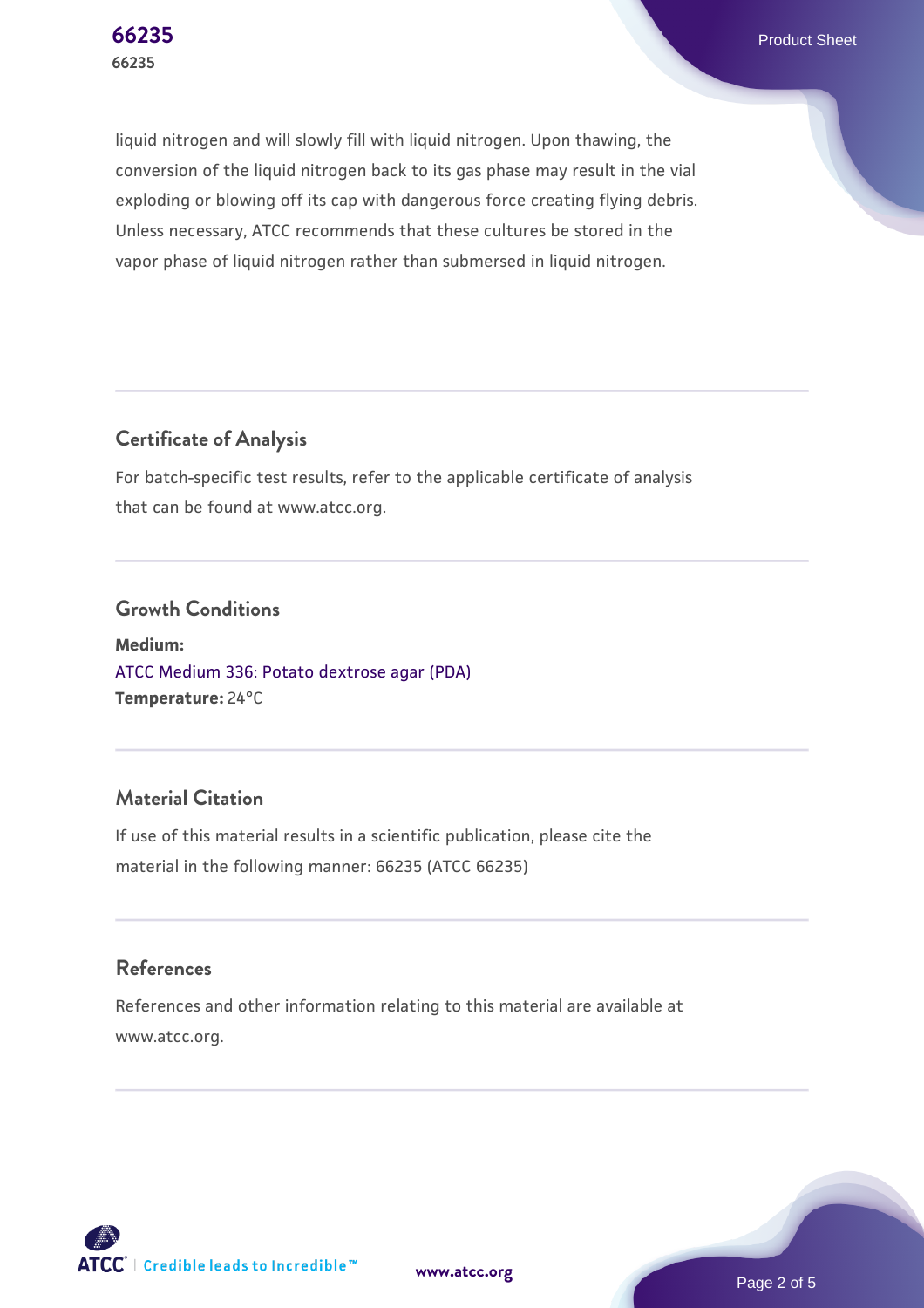liquid nitrogen and will slowly fill with liquid nitrogen. Upon thawing, the conversion of the liquid nitrogen back to its gas phase may result in the vial exploding or blowing off its cap with dangerous force creating flying debris. Unless necessary, ATCC recommends that these cultures be stored in the vapor phase of liquid nitrogen rather than submersed in liquid nitrogen.

## Certificate of Analysis

For batch-specific test results, refer to the applicable certificate of analysis that can be found at www.atcc.org.

## Growth Conditions

**Medium:**
ATCC Medium 336: Potato dextrose agar (PDA)
**Temperature:** 24°C

## Material Citation

If use of this material results in a scientific publication, please cite the material in the following manner: 66235 (ATCC 66235)

## References

References and other information relating to this material are available at www.atcc.org.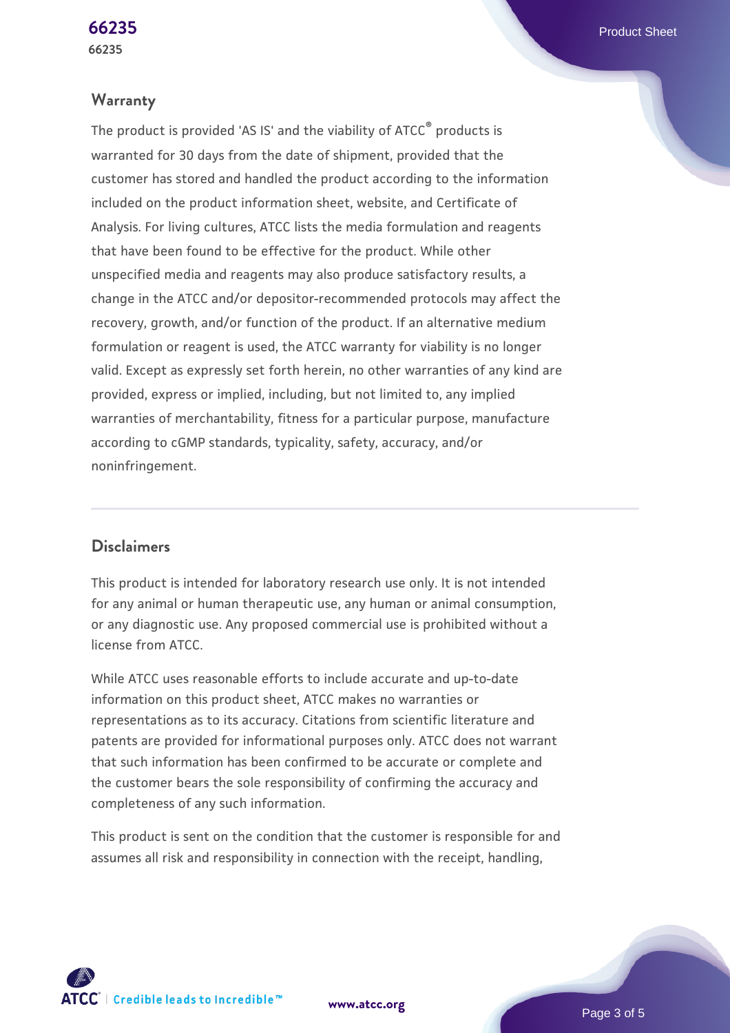## Warranty

The product is provided 'AS IS' and the viability of ATCC® products is warranted for 30 days from the date of shipment, provided that the customer has stored and handled the product according to the information included on the product information sheet, website, and Certificate of Analysis. For living cultures, ATCC lists the media formulation and reagents that have been found to be effective for the product. While other unspecified media and reagents may also produce satisfactory results, a change in the ATCC and/or depositor-recommended protocols may affect the recovery, growth, and/or function of the product. If an alternative medium formulation or reagent is used, the ATCC warranty for viability is no longer valid. Except as expressly set forth herein, no other warranties of any kind are provided, express or implied, including, but not limited to, any implied warranties of merchantability, fitness for a particular purpose, manufacture according to cGMP standards, typicality, safety, accuracy, and/or noninfringement.

## Disclaimers

This product is intended for laboratory research use only. It is not intended for any animal or human therapeutic use, any human or animal consumption, or any diagnostic use. Any proposed commercial use is prohibited without a license from ATCC.

While ATCC uses reasonable efforts to include accurate and up-to-date information on this product sheet, ATCC makes no warranties or representations as to its accuracy. Citations from scientific literature and patents are provided for informational purposes only. ATCC does not warrant that such information has been confirmed to be accurate or complete and the customer bears the sole responsibility of confirming the accuracy and completeness of any such information.

This product is sent on the condition that the customer is responsible for and assumes all risk and responsibility in connection with the receipt, handling,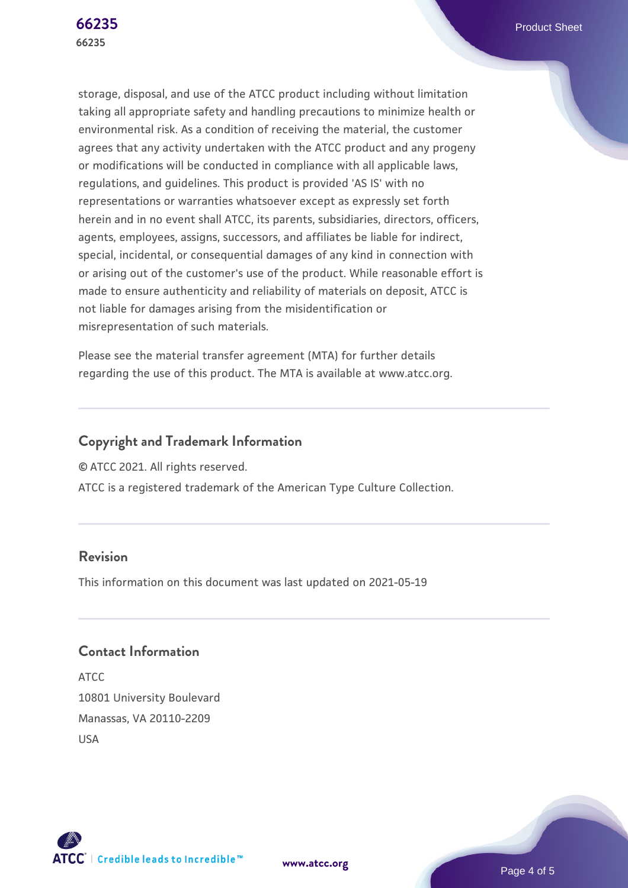storage, disposal, and use of the ATCC product including without limitation taking all appropriate safety and handling precautions to minimize health or environmental risk. As a condition of receiving the material, the customer agrees that any activity undertaken with the ATCC product and any progeny or modifications will be conducted in compliance with all applicable laws, regulations, and guidelines. This product is provided 'AS IS' with no representations or warranties whatsoever except as expressly set forth herein and in no event shall ATCC, its parents, subsidiaries, directors, officers, agents, employees, assigns, successors, and affiliates be liable for indirect, special, incidental, or consequential damages of any kind in connection with or arising out of the customer's use of the product. While reasonable effort is made to ensure authenticity and reliability of materials on deposit, ATCC is not liable for damages arising from the misidentification or misrepresentation of such materials.

Please see the material transfer agreement (MTA) for further details regarding the use of this product. The MTA is available at www.atcc.org.

## Copyright and Trademark Information

© ATCC 2021. All rights reserved.

ATCC is a registered trademark of the American Type Culture Collection.

## Revision

This information on this document was last updated on 2021-05-19

## Contact Information

ATCC
10801 University Boulevard
Manassas, VA 20110-2209
USA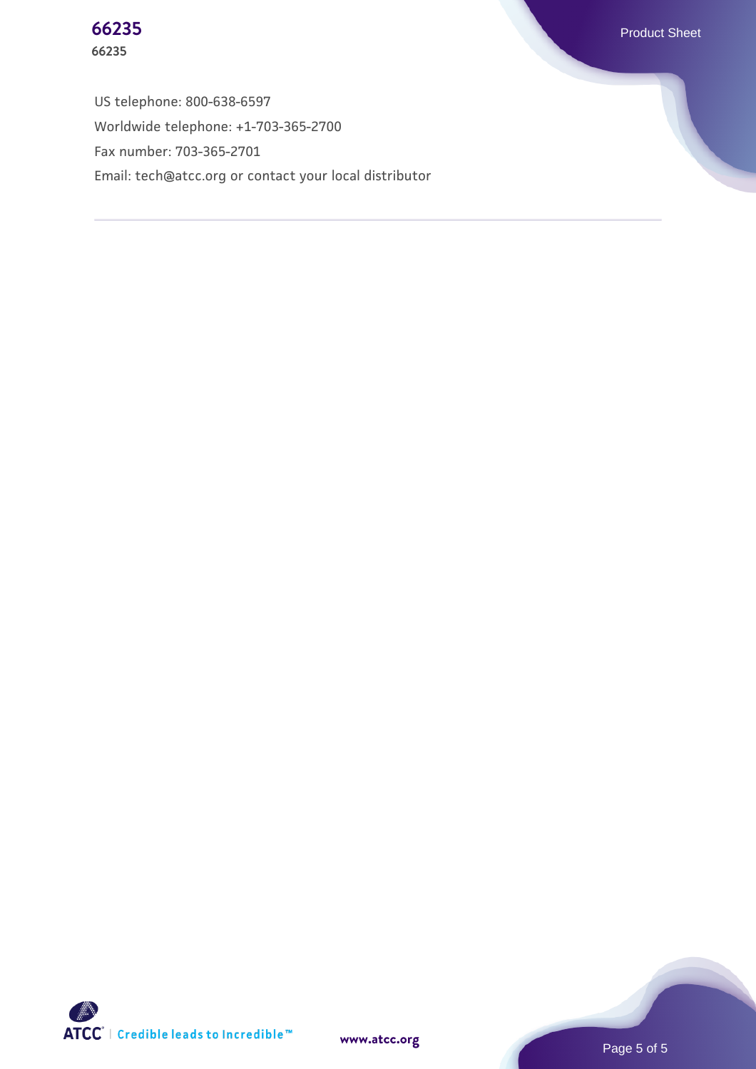US telephone: 800-638-6597

Worldwide telephone: +1-703-365-2700

Fax number: 703-365-2701

Email: tech@atcc.org or contact your local distributor